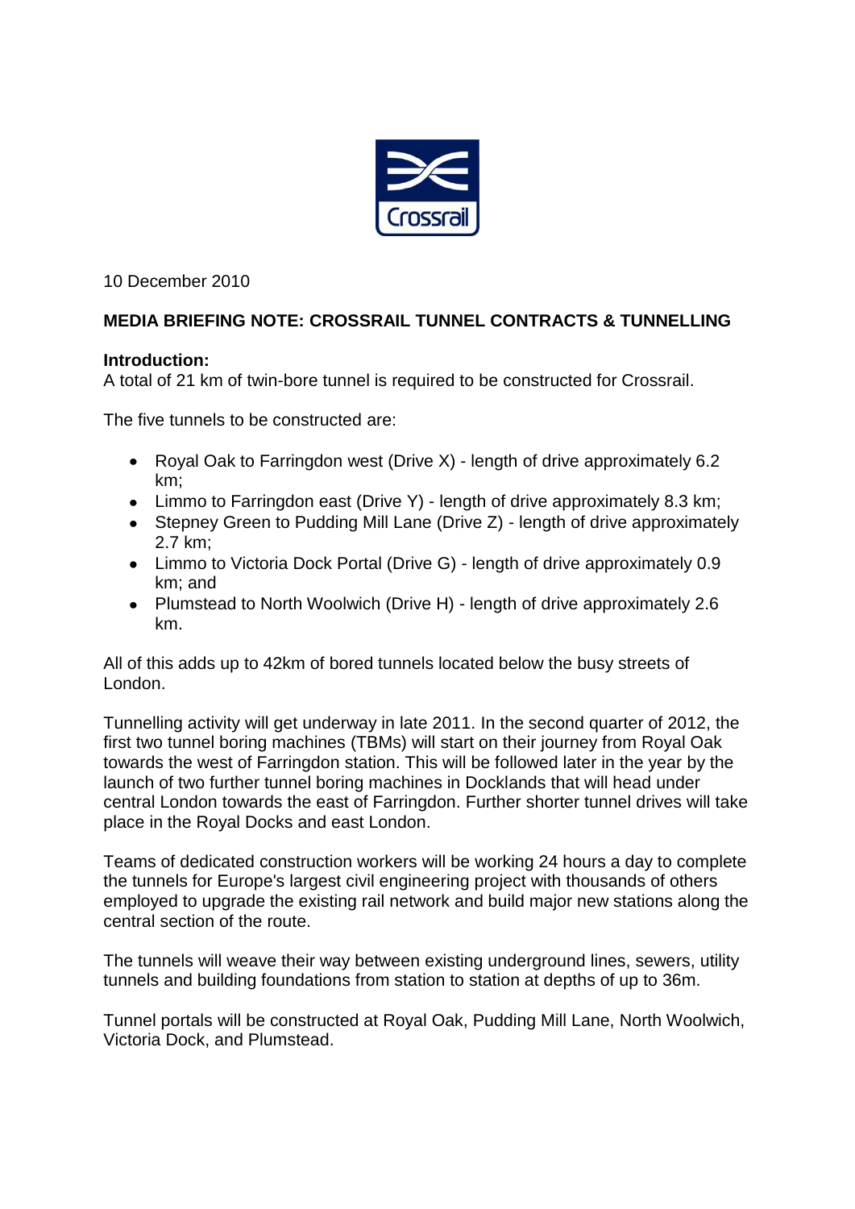10 December 2010

**MEDIA BRIEFING NOTE: CROSSRAIL TUNNEL CONTRACTS & TUNNELLING**

**Introduction:**
A total of 21 km of twin-bore tunnel is required to be constructed for Crossrail.

The five tunnels to be constructed are:

- Royal Oak to Farringdon west (Drive X) - length of drive approximately 6.2 km;
- Limmo to Farringdon east (Drive Y) - length of drive approximately 8.3 km;
- Stepney Green to Pudding Mill Lane (Drive Z) - length of drive approximately 2.7 km;
- Limmo to Victoria Dock Portal (Drive G) - length of drive approximately 0.9 km; and
- Plumstead to North Woolwich (Drive H) - length of drive approximately 2.6 km.

All of this adds up to 42km of bored tunnels located below the busy streets of London.

Tunnelling activity will get underway in late 2011. In the second quarter of 2012, the first two tunnel boring machines (TBMs) will start on their journey from Royal Oak towards the west of Farringdon station. This will be followed later in the year by the launch of two further tunnel boring machines in Docklands that will head under central London towards the east of Farringdon. Further shorter tunnel drives will take place in the Royal Docks and east London.

Teams of dedicated construction workers will be working 24 hours a day to complete the tunnels for Europe's largest civil engineering project with thousands of others employed to upgrade the existing rail network and build major new stations along the central section of the route.

The tunnels will weave their way between existing underground lines, sewers, utility tunnels and building foundations from station to station at depths of up to 36m.

Tunnel portals will be constructed at Royal Oak, Pudding Mill Lane, North Woolwich, Victoria Dock, and Plumstead.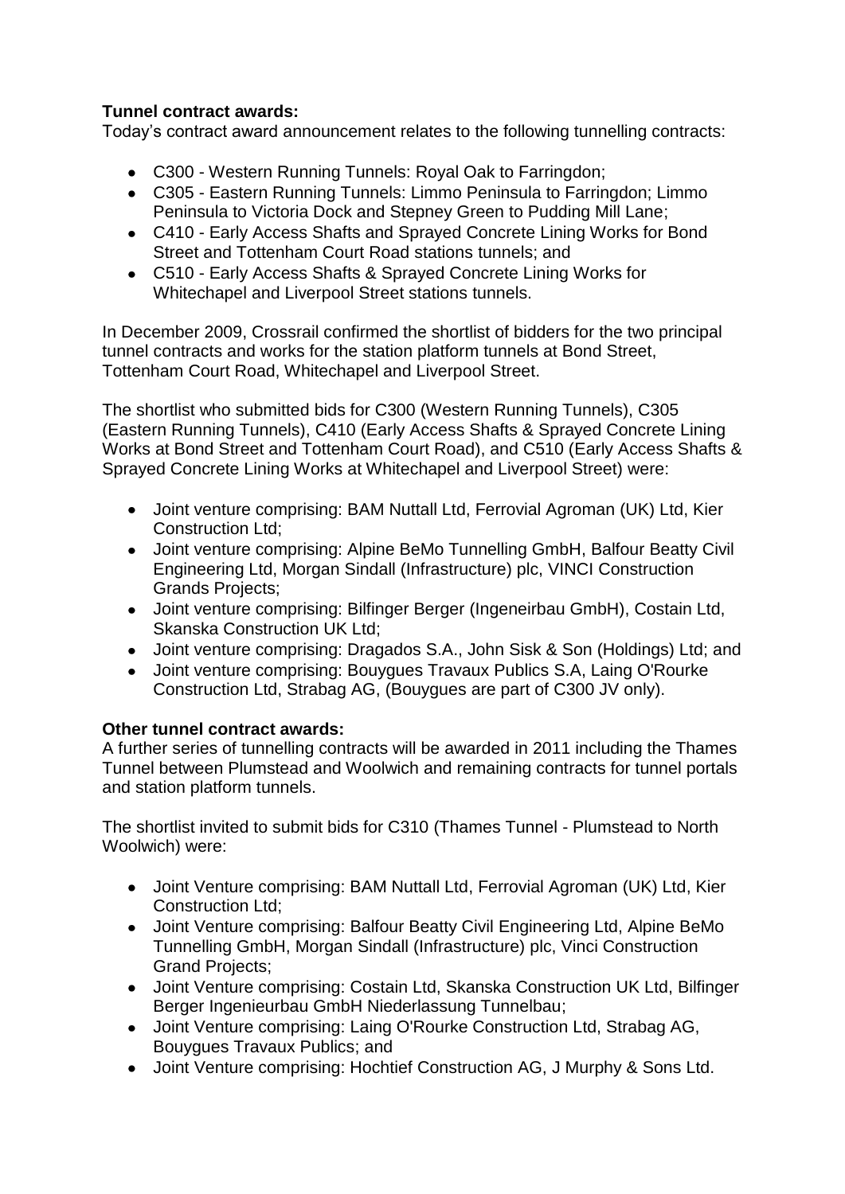**Tunnel contract awards:**
Today's contract award announcement relates to the following tunnelling contracts:

- C300 - Western Running Tunnels: Royal Oak to Farringdon;
- C305 - Eastern Running Tunnels: Limmo Peninsula to Farringdon; Limmo Peninsula to Victoria Dock and Stepney Green to Pudding Mill Lane;
- C410 - Early Access Shafts and Sprayed Concrete Lining Works for Bond Street and Tottenham Court Road stations tunnels; and
- C510 - Early Access Shafts & Sprayed Concrete Lining Works for Whitechapel and Liverpool Street stations tunnels.

In December 2009, Crossrail confirmed the shortlist of bidders for the two principal tunnel contracts and works for the station platform tunnels at Bond Street, Tottenham Court Road, Whitechapel and Liverpool Street.

The shortlist who submitted bids for C300 (Western Running Tunnels), C305 (Eastern Running Tunnels), C410 (Early Access Shafts & Sprayed Concrete Lining Works at Bond Street and Tottenham Court Road), and C510 (Early Access Shafts & Sprayed Concrete Lining Works at Whitechapel and Liverpool Street) were:

- Joint venture comprising: BAM Nuttall Ltd, Ferrovial Agroman (UK) Ltd, Kier Construction Ltd;
- Joint venture comprising: Alpine BeMo Tunnelling GmbH, Balfour Beatty Civil Engineering Ltd, Morgan Sindall (Infrastructure) plc, VINCI Construction Grands Projects;
- Joint venture comprising: Bilfinger Berger (Ingeneirbau GmbH), Costain Ltd, Skanska Construction UK Ltd;
- Joint venture comprising: Dragados S.A., John Sisk & Son (Holdings) Ltd; and
- Joint venture comprising: Bouygues Travaux Publics S.A, Laing O'Rourke Construction Ltd, Strabag AG, (Bouygues are part of C300 JV only).

**Other tunnel contract awards:**
A further series of tunnelling contracts will be awarded in 2011 including the Thames Tunnel between Plumstead and Woolwich and remaining contracts for tunnel portals and station platform tunnels.

The shortlist invited to submit bids for C310 (Thames Tunnel - Plumstead to North Woolwich) were:

- Joint Venture comprising: BAM Nuttall Ltd, Ferrovial Agroman (UK) Ltd, Kier Construction Ltd;
- Joint Venture comprising: Balfour Beatty Civil Engineering Ltd, Alpine BeMo Tunnelling GmbH, Morgan Sindall (Infrastructure) plc, Vinci Construction Grand Projects;
- Joint Venture comprising: Costain Ltd, Skanska Construction UK Ltd, Bilfinger Berger Ingenieurbau GmbH Niederlassung Tunnelbau;
- Joint Venture comprising: Laing O'Rourke Construction Ltd, Strabag AG, Bouygues Travaux Publics; and
- Joint Venture comprising: Hochtief Construction AG, J Murphy & Sons Ltd.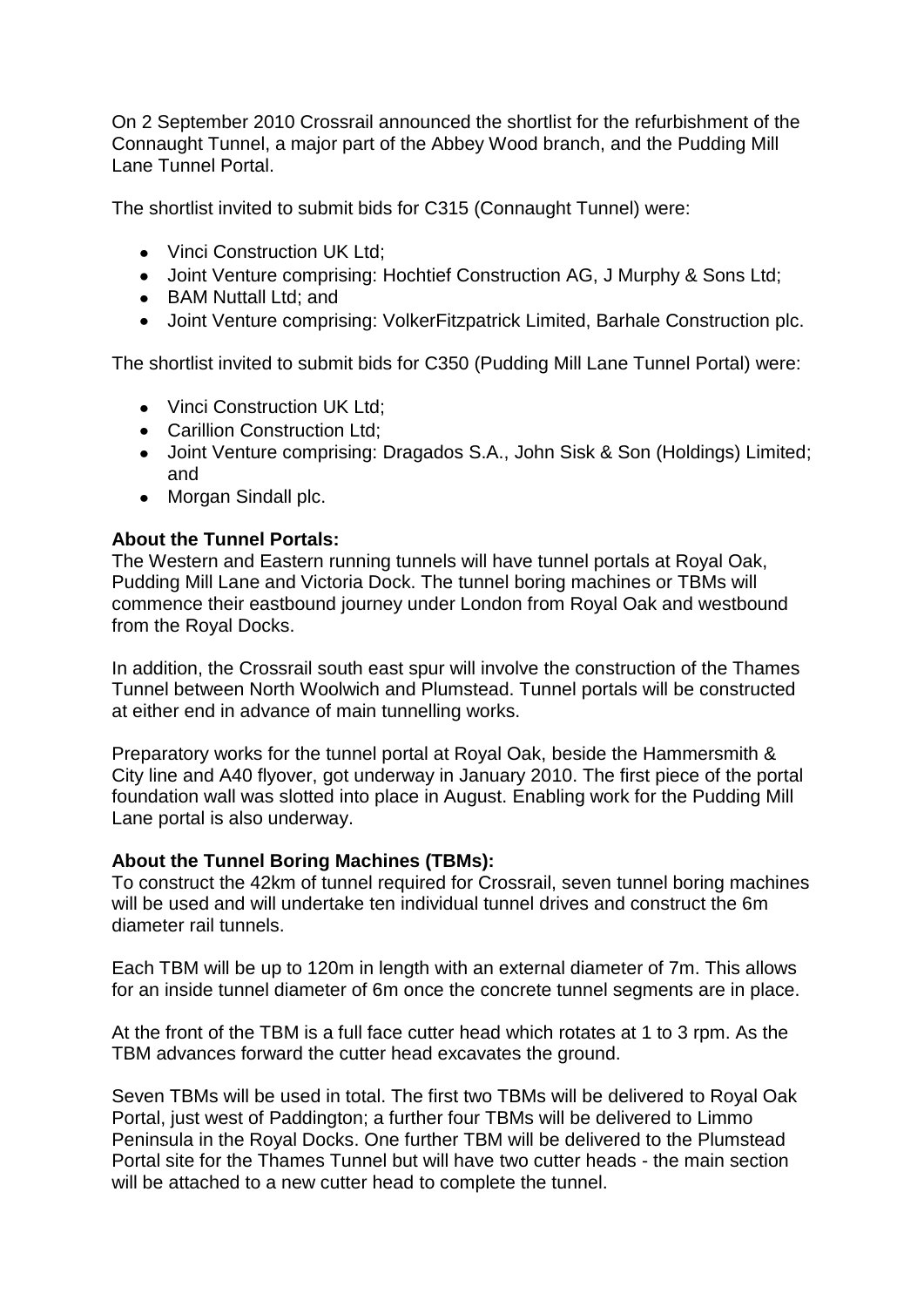On 2 September 2010 Crossrail announced the shortlist for the refurbishment of the Connaught Tunnel, a major part of the Abbey Wood branch, and the Pudding Mill Lane Tunnel Portal.

The shortlist invited to submit bids for C315 (Connaught Tunnel) were:

- Vinci Construction UK Ltd;
- Joint Venture comprising: Hochtief Construction AG, J Murphy & Sons Ltd;
- BAM Nuttall Ltd; and
- Joint Venture comprising: VolkerFitzpatrick Limited, Barhale Construction plc.

The shortlist invited to submit bids for C350 (Pudding Mill Lane Tunnel Portal) were:

- Vinci Construction UK Ltd;
- Carillion Construction Ltd;
- Joint Venture comprising: Dragados S.A., John Sisk & Son (Holdings) Limited; and
- Morgan Sindall plc.

**About the Tunnel Portals:**
The Western and Eastern running tunnels will have tunnel portals at Royal Oak, Pudding Mill Lane and Victoria Dock. The tunnel boring machines or TBMs will commence their eastbound journey under London from Royal Oak and westbound from the Royal Docks.

In addition, the Crossrail south east spur will involve the construction of the Thames Tunnel between North Woolwich and Plumstead. Tunnel portals will be constructed at either end in advance of main tunnelling works.

Preparatory works for the tunnel portal at Royal Oak, beside the Hammersmith & City line and A40 flyover, got underway in January 2010. The first piece of the portal foundation wall was slotted into place in August. Enabling work for the Pudding Mill Lane portal is also underway.

**About the Tunnel Boring Machines (TBMs):**
To construct the 42km of tunnel required for Crossrail, seven tunnel boring machines will be used and will undertake ten individual tunnel drives and construct the 6m diameter rail tunnels.

Each TBM will be up to 120m in length with an external diameter of 7m. This allows for an inside tunnel diameter of 6m once the concrete tunnel segments are in place.

At the front of the TBM is a full face cutter head which rotates at 1 to 3 rpm. As the TBM advances forward the cutter head excavates the ground.

Seven TBMs will be used in total. The first two TBMs will be delivered to Royal Oak Portal, just west of Paddington; a further four TBMs will be delivered to Limmo Peninsula in the Royal Docks. One further TBM will be delivered to the Plumstead Portal site for the Thames Tunnel but will have two cutter heads - the main section will be attached to a new cutter head to complete the tunnel.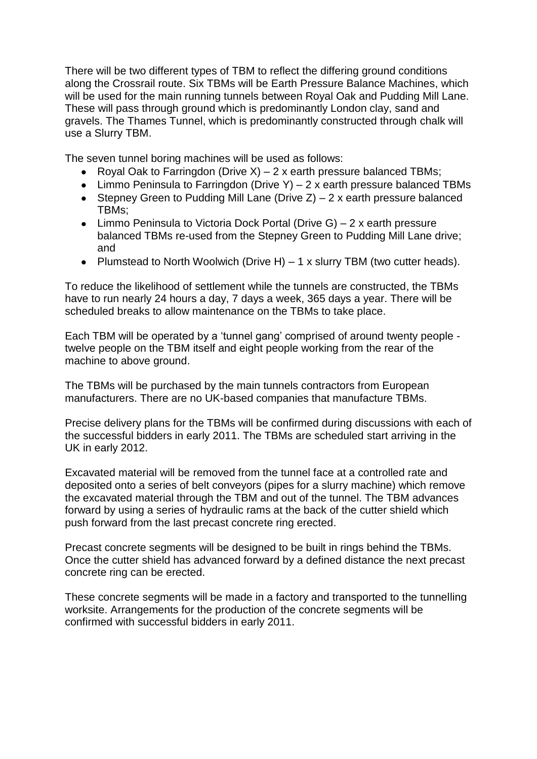There will be two different types of TBM to reflect the differing ground conditions along the Crossrail route. Six TBMs will be Earth Pressure Balance Machines, which will be used for the main running tunnels between Royal Oak and Pudding Mill Lane. These will pass through ground which is predominantly London clay, sand and gravels. The Thames Tunnel, which is predominantly constructed through chalk will use a Slurry TBM.

The seven tunnel boring machines will be used as follows:

- Royal Oak to Farringdon (Drive X) – 2 x earth pressure balanced TBMs;
- Limmo Peninsula to Farringdon (Drive Y) – 2 x earth pressure balanced TBMs
- Stepney Green to Pudding Mill Lane (Drive Z) – 2 x earth pressure balanced TBMs;
- Limmo Peninsula to Victoria Dock Portal (Drive G) – 2 x earth pressure balanced TBMs re-used from the Stepney Green to Pudding Mill Lane drive; and
- Plumstead to North Woolwich (Drive H) – 1 x slurry TBM (two cutter heads).

To reduce the likelihood of settlement while the tunnels are constructed, the TBMs have to run nearly 24 hours a day, 7 days a week, 365 days a year. There will be scheduled breaks to allow maintenance on the TBMs to take place.

Each TBM will be operated by a 'tunnel gang' comprised of around twenty people - twelve people on the TBM itself and eight people working from the rear of the machine to above ground.

The TBMs will be purchased by the main tunnels contractors from European manufacturers. There are no UK-based companies that manufacture TBMs.

Precise delivery plans for the TBMs will be confirmed during discussions with each of the successful bidders in early 2011. The TBMs are scheduled start arriving in the UK in early 2012.

Excavated material will be removed from the tunnel face at a controlled rate and deposited onto a series of belt conveyors (pipes for a slurry machine) which remove the excavated material through the TBM and out of the tunnel. The TBM advances forward by using a series of hydraulic rams at the back of the cutter shield which push forward from the last precast concrete ring erected.

Precast concrete segments will be designed to be built in rings behind the TBMs. Once the cutter shield has advanced forward by a defined distance the next precast concrete ring can be erected.

These concrete segments will be made in a factory and transported to the tunnelling worksite. Arrangements for the production of the concrete segments will be confirmed with successful bidders in early 2011.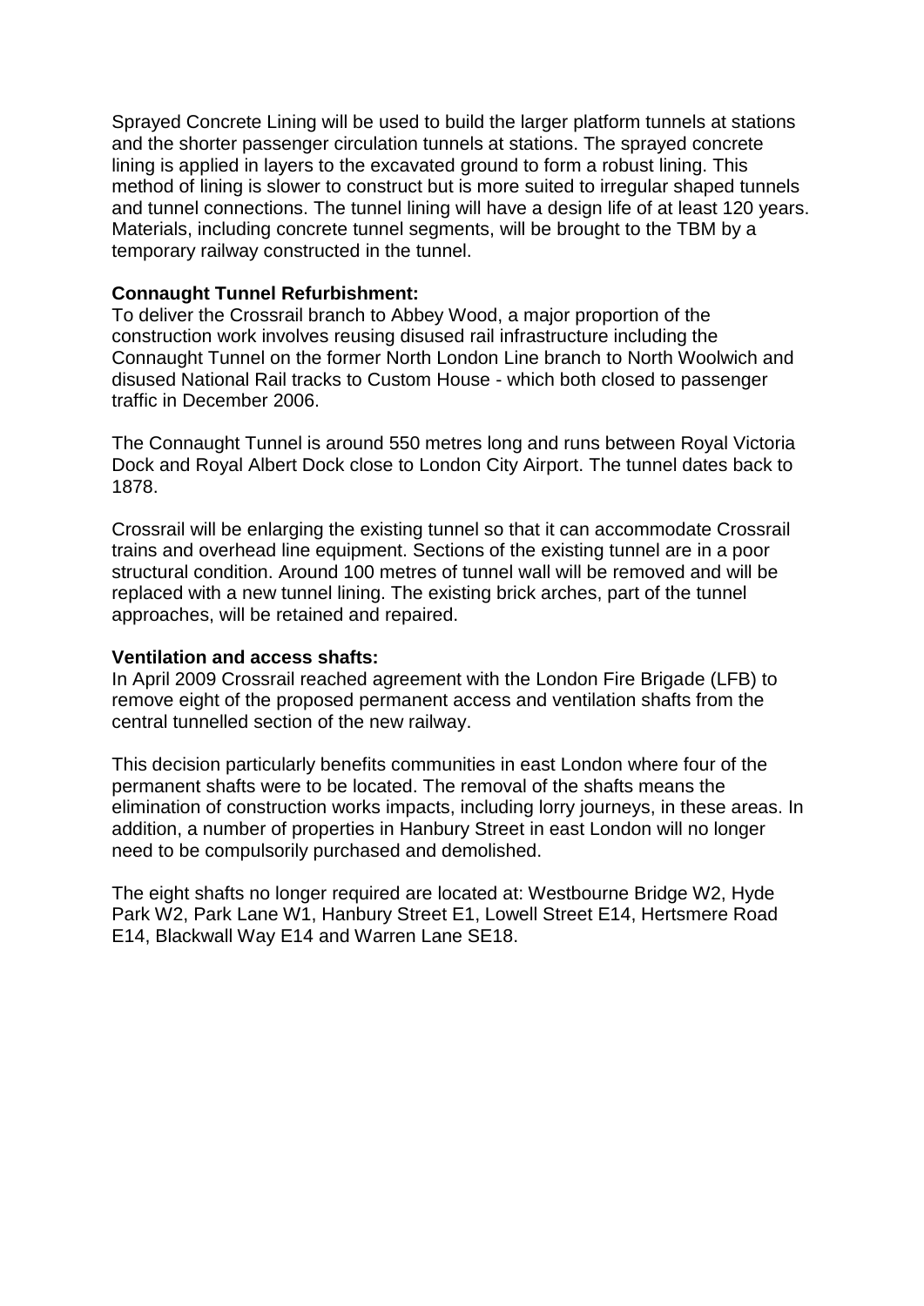Sprayed Concrete Lining will be used to build the larger platform tunnels at stations and the shorter passenger circulation tunnels at stations. The sprayed concrete lining is applied in layers to the excavated ground to form a robust lining. This method of lining is slower to construct but is more suited to irregular shaped tunnels and tunnel connections. The tunnel lining will have a design life of at least 120 years. Materials, including concrete tunnel segments, will be brought to the TBM by a temporary railway constructed in the tunnel.

**Connaught Tunnel Refurbishment:**
To deliver the Crossrail branch to Abbey Wood, a major proportion of the construction work involves reusing disused rail infrastructure including the Connaught Tunnel on the former North London Line branch to North Woolwich and disused National Rail tracks to Custom House - which both closed to passenger traffic in December 2006.

The Connaught Tunnel is around 550 metres long and runs between Royal Victoria Dock and Royal Albert Dock close to London City Airport. The tunnel dates back to 1878.

Crossrail will be enlarging the existing tunnel so that it can accommodate Crossrail trains and overhead line equipment. Sections of the existing tunnel are in a poor structural condition. Around 100 metres of tunnel wall will be removed and will be replaced with a new tunnel lining. The existing brick arches, part of the tunnel approaches, will be retained and repaired.

**Ventilation and access shafts:**
In April 2009 Crossrail reached agreement with the London Fire Brigade (LFB) to remove eight of the proposed permanent access and ventilation shafts from the central tunnelled section of the new railway.

This decision particularly benefits communities in east London where four of the permanent shafts were to be located. The removal of the shafts means the elimination of construction works impacts, including lorry journeys, in these areas. In addition, a number of properties in Hanbury Street in east London will no longer need to be compulsorily purchased and demolished.

The eight shafts no longer required are located at: Westbourne Bridge W2, Hyde Park W2, Park Lane W1, Hanbury Street E1, Lowell Street E14, Hertsmere Road E14, Blackwall Way E14 and Warren Lane SE18.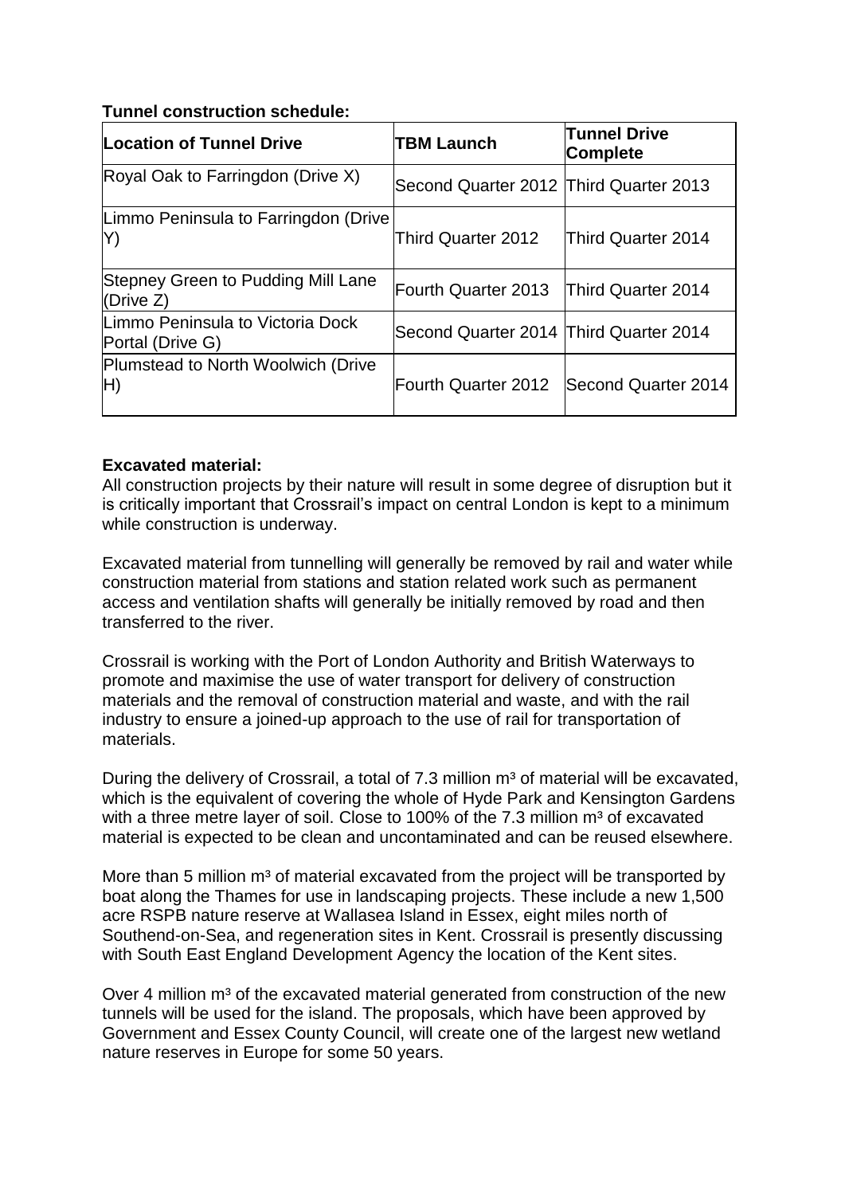**Tunnel construction schedule:**

| Location of Tunnel Drive | TBM Launch | Tunnel Drive Complete |
|---|---|---|
| Royal Oak to Farringdon (Drive X) | Second Quarter 2012 | Third Quarter 2013 |
| Limmo Peninsula to Farringdon (Drive Y) | Third Quarter 2012 | Third Quarter 2014 |
| Stepney Green to Pudding Mill Lane (Drive Z) | Fourth Quarter 2013 | Third Quarter 2014 |
| Limmo Peninsula to Victoria Dock Portal (Drive G) | Second Quarter 2014 | Third Quarter 2014 |
| Plumstead to North Woolwich (Drive H) | Fourth Quarter 2012 | Second Quarter 2014 |

**Excavated material:**

All construction projects by their nature will result in some degree of disruption but it is critically important that Crossrail's impact on central London is kept to a minimum while construction is underway.

Excavated material from tunnelling will generally be removed by rail and water while construction material from stations and station related work such as permanent access and ventilation shafts will generally be initially removed by road and then transferred to the river.

Crossrail is working with the Port of London Authority and British Waterways to promote and maximise the use of water transport for delivery of construction materials and the removal of construction material and waste, and with the rail industry to ensure a joined-up approach to the use of rail for transportation of materials.

During the delivery of Crossrail, a total of 7.3 million $m^3$ of material will be excavated, which is the equivalent of covering the whole of Hyde Park and Kensington Gardens with a three metre layer of soil. Close to 100% of the 7.3 million $m^3$ of excavated material is expected to be clean and uncontaminated and can be reused elsewhere.

More than 5 million $m^3$ of material excavated from the project will be transported by boat along the Thames for use in landscaping projects. These include a new 1,500 acre RSPB nature reserve at Wallasea Island in Essex, eight miles north of Southend-on-Sea, and regeneration sites in Kent. Crossrail is presently discussing with South East England Development Agency the location of the Kent sites.

Over 4 million $m^3$ of the excavated material generated from construction of the new tunnels will be used for the island. The proposals, which have been approved by Government and Essex County Council, will create one of the largest new wetland nature reserves in Europe for some 50 years.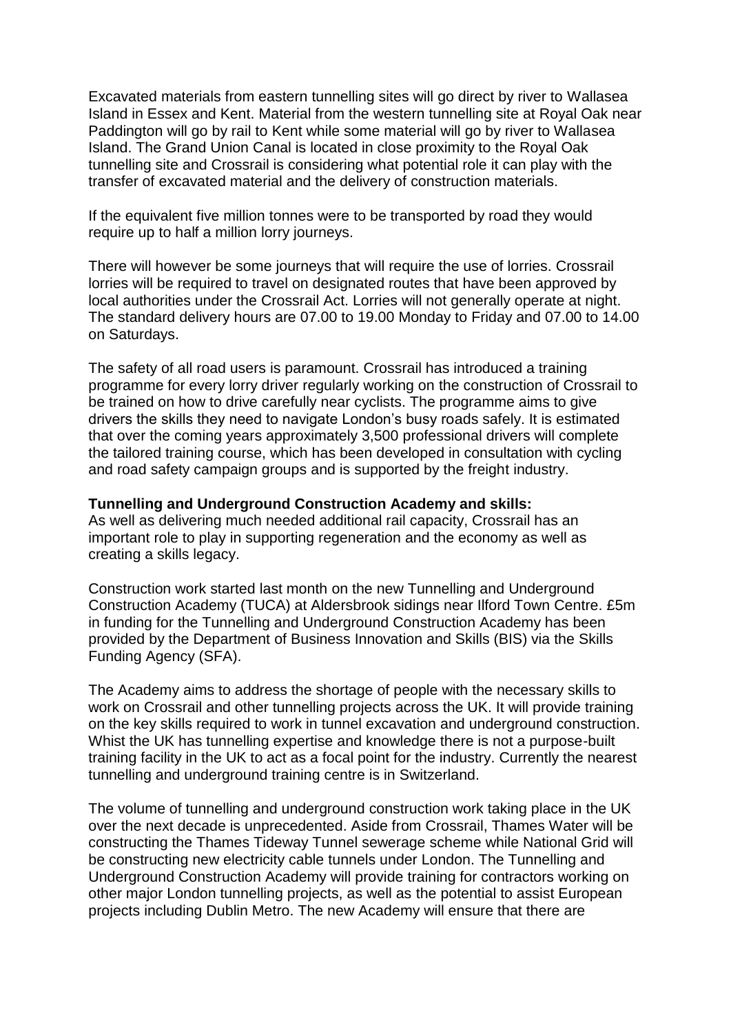Excavated materials from eastern tunnelling sites will go direct by river to Wallasea Island in Essex and Kent. Material from the western tunnelling site at Royal Oak near Paddington will go by rail to Kent while some material will go by river to Wallasea Island. The Grand Union Canal is located in close proximity to the Royal Oak tunnelling site and Crossrail is considering what potential role it can play with the transfer of excavated material and the delivery of construction materials.

If the equivalent five million tonnes were to be transported by road they would require up to half a million lorry journeys.

There will however be some journeys that will require the use of lorries. Crossrail lorries will be required to travel on designated routes that have been approved by local authorities under the Crossrail Act. Lorries will not generally operate at night. The standard delivery hours are 07.00 to 19.00 Monday to Friday and 07.00 to 14.00 on Saturdays.

The safety of all road users is paramount. Crossrail has introduced a training programme for every lorry driver regularly working on the construction of Crossrail to be trained on how to drive carefully near cyclists. The programme aims to give drivers the skills they need to navigate London's busy roads safely. It is estimated that over the coming years approximately 3,500 professional drivers will complete the tailored training course, which has been developed in consultation with cycling and road safety campaign groups and is supported by the freight industry.

**Tunnelling and Underground Construction Academy and skills:**
As well as delivering much needed additional rail capacity, Crossrail has an important role to play in supporting regeneration and the economy as well as creating a skills legacy.

Construction work started last month on the new Tunnelling and Underground Construction Academy (TUCA) at Aldersbrook sidings near Ilford Town Centre. £5m in funding for the Tunnelling and Underground Construction Academy has been provided by the Department of Business Innovation and Skills (BIS) via the Skills Funding Agency (SFA).

The Academy aims to address the shortage of people with the necessary skills to work on Crossrail and other tunnelling projects across the UK. It will provide training on the key skills required to work in tunnel excavation and underground construction. Whist the UK has tunnelling expertise and knowledge there is not a purpose-built training facility in the UK to act as a focal point for the industry. Currently the nearest tunnelling and underground training centre is in Switzerland.

The volume of tunnelling and underground construction work taking place in the UK over the next decade is unprecedented. Aside from Crossrail, Thames Water will be constructing the Thames Tideway Tunnel sewerage scheme while National Grid will be constructing new electricity cable tunnels under London. The Tunnelling and Underground Construction Academy will provide training for contractors working on other major London tunnelling projects, as well as the potential to assist European projects including Dublin Metro. The new Academy will ensure that there are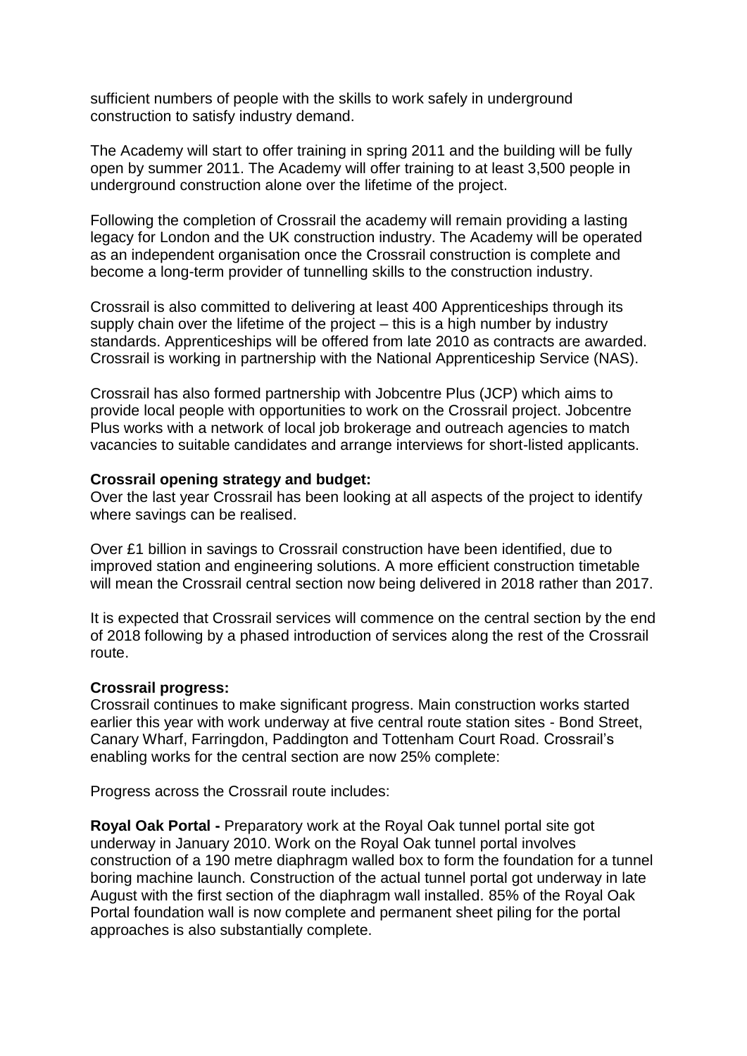sufficient numbers of people with the skills to work safely in underground construction to satisfy industry demand.

The Academy will start to offer training in spring 2011 and the building will be fully open by summer 2011. The Academy will offer training to at least 3,500 people in underground construction alone over the lifetime of the project.

Following the completion of Crossrail the academy will remain providing a lasting legacy for London and the UK construction industry. The Academy will be operated as an independent organisation once the Crossrail construction is complete and become a long-term provider of tunnelling skills to the construction industry.

Crossrail is also committed to delivering at least 400 Apprenticeships through its supply chain over the lifetime of the project – this is a high number by industry standards. Apprenticeships will be offered from late 2010 as contracts are awarded. Crossrail is working in partnership with the National Apprenticeship Service (NAS).

Crossrail has also formed partnership with Jobcentre Plus (JCP) which aims to provide local people with opportunities to work on the Crossrail project. Jobcentre Plus works with a network of local job brokerage and outreach agencies to match vacancies to suitable candidates and arrange interviews for short-listed applicants.

**Crossrail opening strategy and budget:**
Over the last year Crossrail has been looking at all aspects of the project to identify where savings can be realised.

Over £1 billion in savings to Crossrail construction have been identified, due to improved station and engineering solutions. A more efficient construction timetable will mean the Crossrail central section now being delivered in 2018 rather than 2017.

It is expected that Crossrail services will commence on the central section by the end of 2018 following by a phased introduction of services along the rest of the Crossrail route.

**Crossrail progress:**
Crossrail continues to make significant progress. Main construction works started earlier this year with work underway at five central route station sites - Bond Street, Canary Wharf, Farringdon, Paddington and Tottenham Court Road. Crossrail's enabling works for the central section are now 25% complete:

Progress across the Crossrail route includes:

**Royal Oak Portal -** Preparatory work at the Royal Oak tunnel portal site got underway in January 2010. Work on the Royal Oak tunnel portal involves construction of a 190 metre diaphragm walled box to form the foundation for a tunnel boring machine launch. Construction of the actual tunnel portal got underway in late August with the first section of the diaphragm wall installed. 85% of the Royal Oak Portal foundation wall is now complete and permanent sheet piling for the portal approaches is also substantially complete.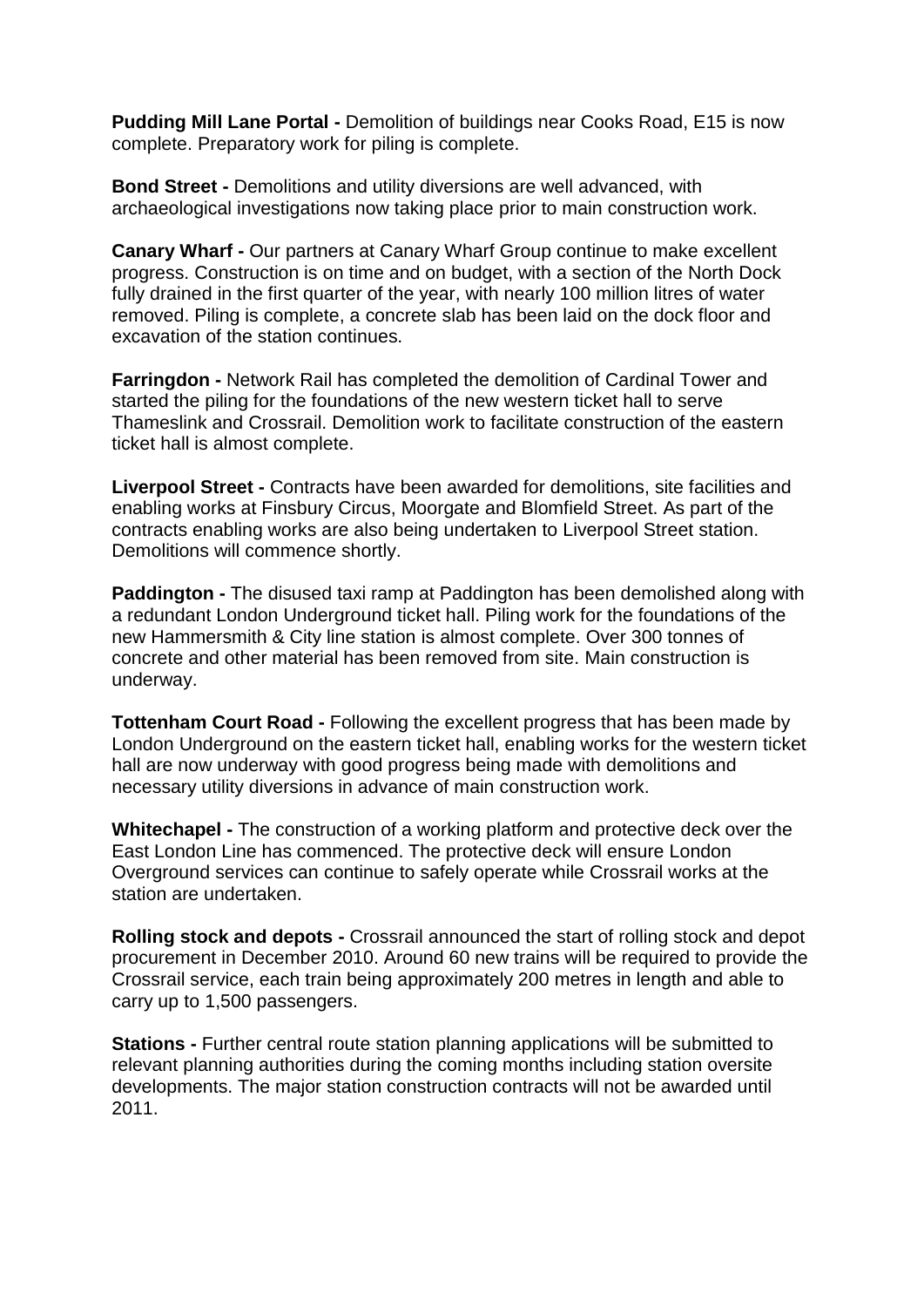**Pudding Mill Lane Portal -** Demolition of buildings near Cooks Road, E15 is now complete. Preparatory work for piling is complete.

**Bond Street -** Demolitions and utility diversions are well advanced, with archaeological investigations now taking place prior to main construction work.

**Canary Wharf -** Our partners at Canary Wharf Group continue to make excellent progress. Construction is on time and on budget, with a section of the North Dock fully drained in the first quarter of the year, with nearly 100 million litres of water removed. Piling is complete, a concrete slab has been laid on the dock floor and excavation of the station continues.

**Farringdon -** Network Rail has completed the demolition of Cardinal Tower and started the piling for the foundations of the new western ticket hall to serve Thameslink and Crossrail. Demolition work to facilitate construction of the eastern ticket hall is almost complete.

**Liverpool Street -** Contracts have been awarded for demolitions, site facilities and enabling works at Finsbury Circus, Moorgate and Blomfield Street. As part of the contracts enabling works are also being undertaken to Liverpool Street station. Demolitions will commence shortly.

**Paddington -** The disused taxi ramp at Paddington has been demolished along with a redundant London Underground ticket hall. Piling work for the foundations of the new Hammersmith & City line station is almost complete. Over 300 tonnes of concrete and other material has been removed from site. Main construction is underway.

**Tottenham Court Road -** Following the excellent progress that has been made by London Underground on the eastern ticket hall, enabling works for the western ticket hall are now underway with good progress being made with demolitions and necessary utility diversions in advance of main construction work.

**Whitechapel -** The construction of a working platform and protective deck over the East London Line has commenced. The protective deck will ensure London Overground services can continue to safely operate while Crossrail works at the station are undertaken.

**Rolling stock and depots -** Crossrail announced the start of rolling stock and depot procurement in December 2010. Around 60 new trains will be required to provide the Crossrail service, each train being approximately 200 metres in length and able to carry up to 1,500 passengers.

**Stations -** Further central route station planning applications will be submitted to relevant planning authorities during the coming months including station oversite developments. The major station construction contracts will not be awarded until 2011.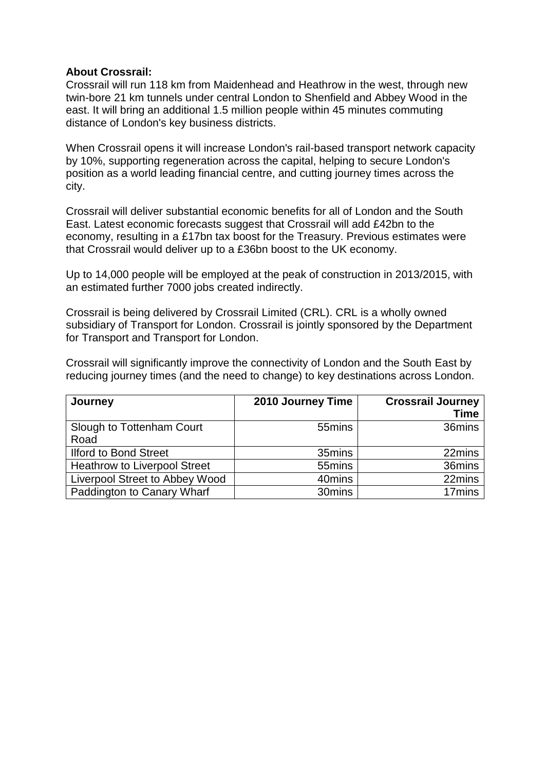**About Crossrail:**

Crossrail will run 118 km from Maidenhead and Heathrow in the west, through new twin-bore 21 km tunnels under central London to Shenfield and Abbey Wood in the east. It will bring an additional 1.5 million people within 45 minutes commuting distance of London's key business districts.

When Crossrail opens it will increase London's rail-based transport network capacity by 10%, supporting regeneration across the capital, helping to secure London's position as a world leading financial centre, and cutting journey times across the city.

Crossrail will deliver substantial economic benefits for all of London and the South East. Latest economic forecasts suggest that Crossrail will add £42bn to the economy, resulting in a £17bn tax boost for the Treasury. Previous estimates were that Crossrail would deliver up to a £36bn boost to the UK economy.

Up to 14,000 people will be employed at the peak of construction in 2013/2015, with an estimated further 7000 jobs created indirectly.

Crossrail is being delivered by Crossrail Limited (CRL). CRL is a wholly owned subsidiary of Transport for London. Crossrail is jointly sponsored by the Department for Transport and Transport for London.

Crossrail will significantly improve the connectivity of London and the South East by reducing journey times (and the need to change) to key destinations across London.

| Journey | 2010 Journey Time | Crossrail Journey Time |
|---|---:|---:|
| Slough to Tottenham Court Road | 55mins | 36mins |
| Ilford to Bond Street | 35mins | 22mins |
| Heathrow to Liverpool Street | 55mins | 36mins |
| Liverpool Street to Abbey Wood | 40mins | 22mins |
| Paddington to Canary Wharf | 30mins | 17mins |